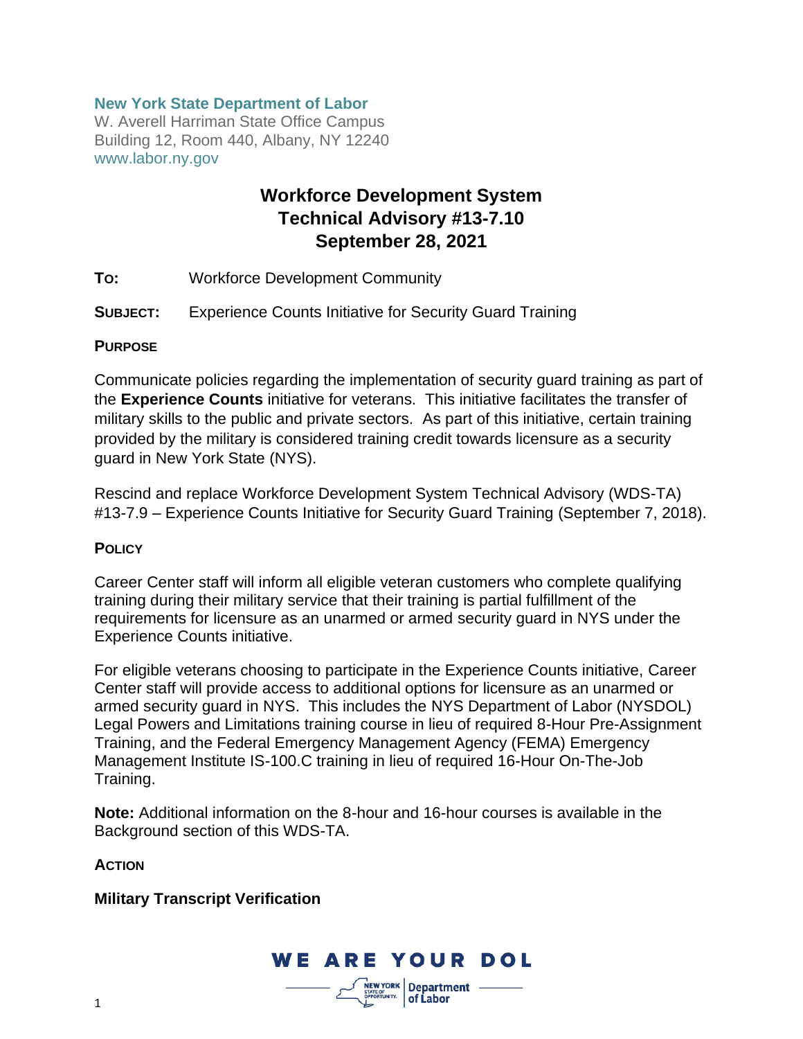**New York State Department of Labor**
W. Averell Harriman State Office Campus
Building 12, Room 440, Albany, NY 12240
www.labor.ny.gov

# Workforce Development System Technical Advisory #13-7.10 September 28, 2021

**TO:** Workforce Development Community

**SUBJECT:** Experience Counts Initiative for Security Guard Training

## PURPOSE

Communicate policies regarding the implementation of security guard training as part of the **Experience Counts** initiative for veterans. This initiative facilitates the transfer of military skills to the public and private sectors. As part of this initiative, certain training provided by the military is considered training credit towards licensure as a security guard in New York State (NYS).

Rescind and replace Workforce Development System Technical Advisory (WDS-TA) #13-7.9 – Experience Counts Initiative for Security Guard Training (September 7, 2018).

## POLICY

Career Center staff will inform all eligible veteran customers who complete qualifying training during their military service that their training is partial fulfillment of the requirements for licensure as an unarmed or armed security guard in NYS under the Experience Counts initiative.

For eligible veterans choosing to participate in the Experience Counts initiative, Career Center staff will provide access to additional options for licensure as an unarmed or armed security guard in NYS. This includes the NYS Department of Labor (NYSDOL) Legal Powers and Limitations training course in lieu of required 8-Hour Pre-Assignment Training, and the Federal Emergency Management Agency (FEMA) Emergency Management Institute IS-100.C training in lieu of required 16-Hour On-The-Job Training.

**Note:** Additional information on the 8-hour and 16-hour courses is available in the Background section of this WDS-TA.

## ACTION

### Military Transcript Verification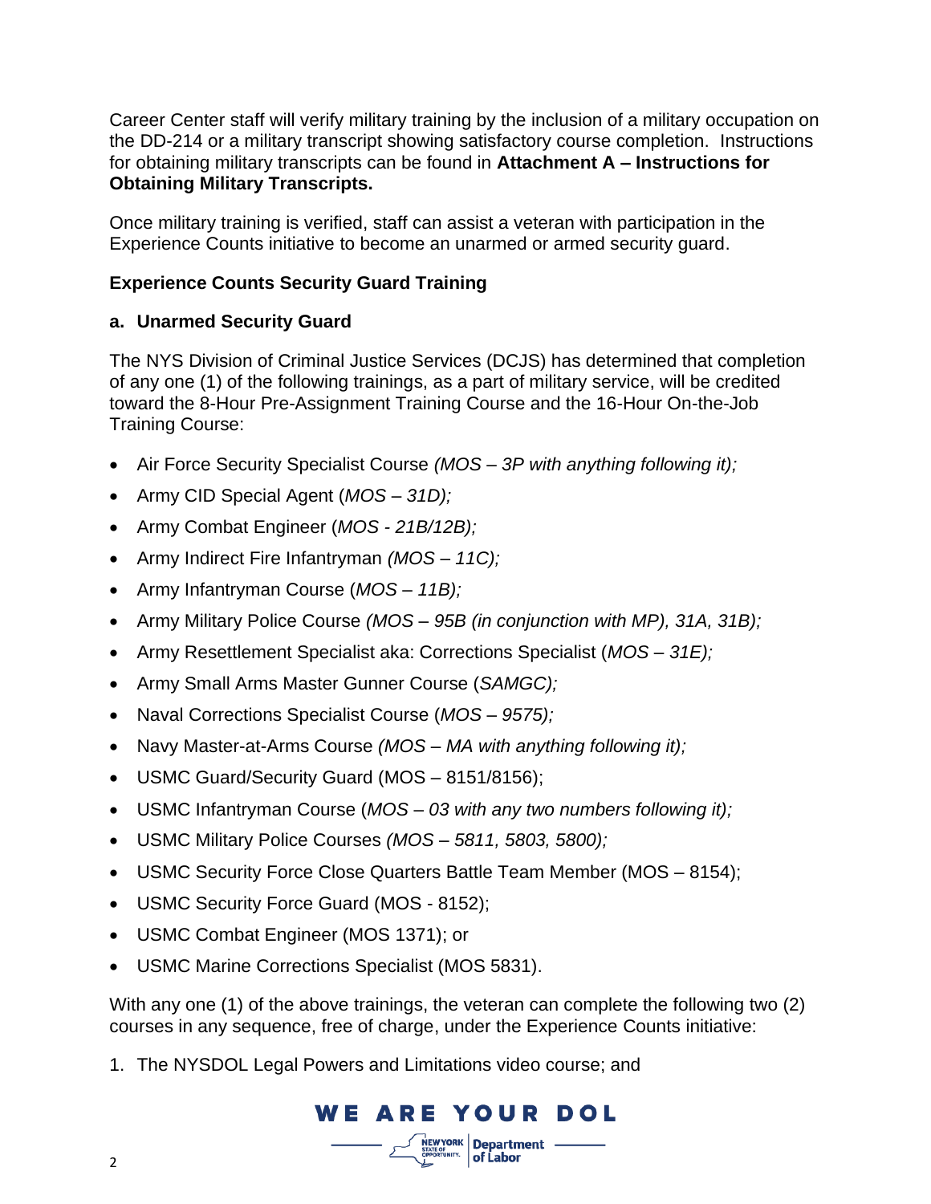Career Center staff will verify military training by the inclusion of a military occupation on the DD-214 or a military transcript showing satisfactory course completion. Instructions for obtaining military transcripts can be found in **Attachment A – Instructions for Obtaining Military Transcripts.**

Once military training is verified, staff can assist a veteran with participation in the Experience Counts initiative to become an unarmed or armed security guard.

**Experience Counts Security Guard Training**

**a. Unarmed Security Guard**

The NYS Division of Criminal Justice Services (DCJS) has determined that completion of any one (1) of the following trainings, as a part of military service, will be credited toward the 8-Hour Pre-Assignment Training Course and the 16-Hour On-the-Job Training Course:

- Air Force Security Specialist Course *(MOS – 3P with anything following it);*
- Army CID Special Agent (*MOS – 31D);*
- Army Combat Engineer (*MOS - 21B/12B);*
- Army Indirect Fire Infantryman *(MOS – 11C);*
- Army Infantryman Course (*MOS – 11B);*
- Army Military Police Course *(MOS – 95B (in conjunction with MP), 31A, 31B);*
- Army Resettlement Specialist aka: Corrections Specialist (*MOS – 31E);*
- Army Small Arms Master Gunner Course (*SAMGC);*
- Naval Corrections Specialist Course (*MOS – 9575);*
- Navy Master-at-Arms Course *(MOS – MA with anything following it);*
- USMC Guard/Security Guard (MOS – 8151/8156);
- USMC Infantryman Course (*MOS – 03 with any two numbers following it);*
- USMC Military Police Courses *(MOS – 5811, 5803, 5800);*
- USMC Security Force Close Quarters Battle Team Member (MOS – 8154);
- USMC Security Force Guard (MOS - 8152);
- USMC Combat Engineer (MOS 1371); or
- USMC Marine Corrections Specialist (MOS 5831).

With any one (1) of the above trainings, the veteran can complete the following two (2) courses in any sequence, free of charge, under the Experience Counts initiative:

1. The NYSDOL Legal Powers and Limitations video course; and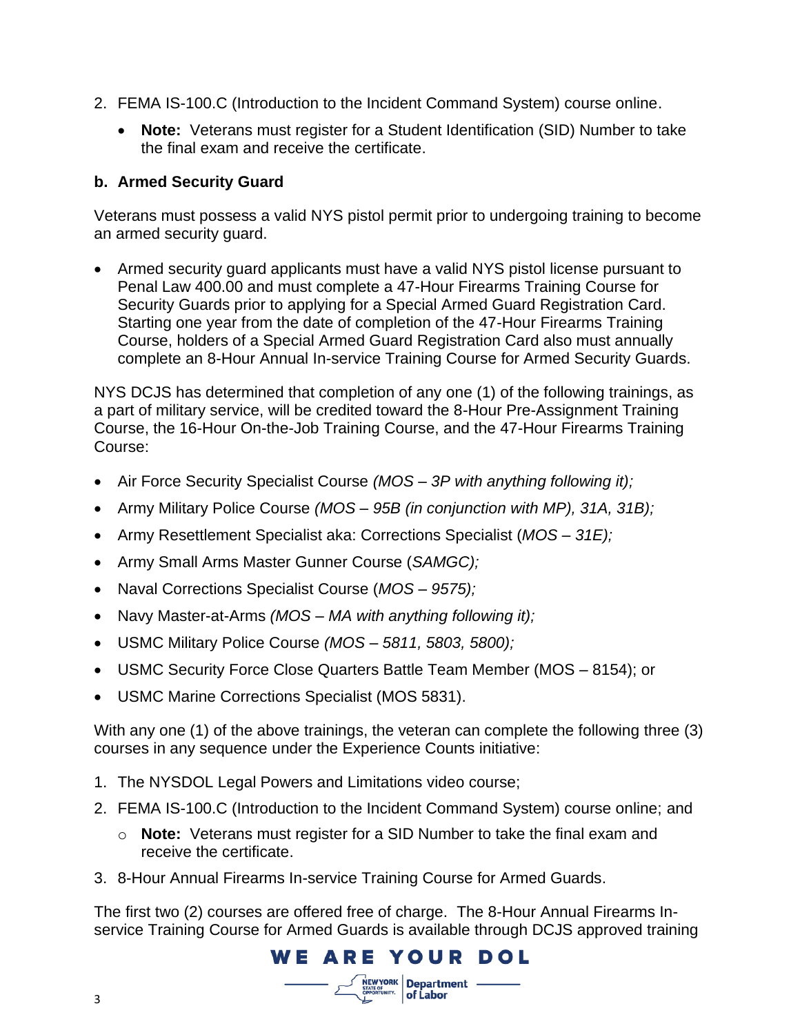2. FEMA IS-100.C (Introduction to the Incident Command System) course online.
    - **Note:** Veterans must register for a Student Identification (SID) Number to take the final exam and receive the certificate.

### b. Armed Security Guard

Veterans must possess a valid NYS pistol permit prior to undergoing training to become an armed security guard.

- Armed security guard applicants must have a valid NYS pistol license pursuant to Penal Law 400.00 and must complete a 47-Hour Firearms Training Course for Security Guards prior to applying for a Special Armed Guard Registration Card. Starting one year from the date of completion of the 47-Hour Firearms Training Course, holders of a Special Armed Guard Registration Card also must annually complete an 8-Hour Annual In-service Training Course for Armed Security Guards.

NYS DCJS has determined that completion of any one (1) of the following trainings, as a part of military service, will be credited toward the 8-Hour Pre-Assignment Training Course, the 16-Hour On-the-Job Training Course, and the 47-Hour Firearms Training Course:

- Air Force Security Specialist Course *(MOS – 3P with anything following it);*
- Army Military Police Course *(MOS – 95B (in conjunction with MP), 31A, 31B);*
- Army Resettlement Specialist aka: Corrections Specialist (*MOS – 31E);*
- Army Small Arms Master Gunner Course (*SAMGC);*
- Naval Corrections Specialist Course (*MOS – 9575);*
- Navy Master-at-Arms *(MOS – MA with anything following it);*
- USMC Military Police Course *(MOS – 5811, 5803, 5800);*
- USMC Security Force Close Quarters Battle Team Member (MOS – 8154); or
- USMC Marine Corrections Specialist (MOS 5831).

With any one (1) of the above trainings, the veteran can complete the following three (3) courses in any sequence under the Experience Counts initiative:

1. The NYSDOL Legal Powers and Limitations video course;
2. FEMA IS-100.C (Introduction to the Incident Command System) course online; and
    - **Note:** Veterans must register for a SID Number to take the final exam and receive the certificate.
3. 8-Hour Annual Firearms In-service Training Course for Armed Guards.

The first two (2) courses are offered free of charge. The 8-Hour Annual Firearms In-service Training Course for Armed Guards is available through DCJS approved training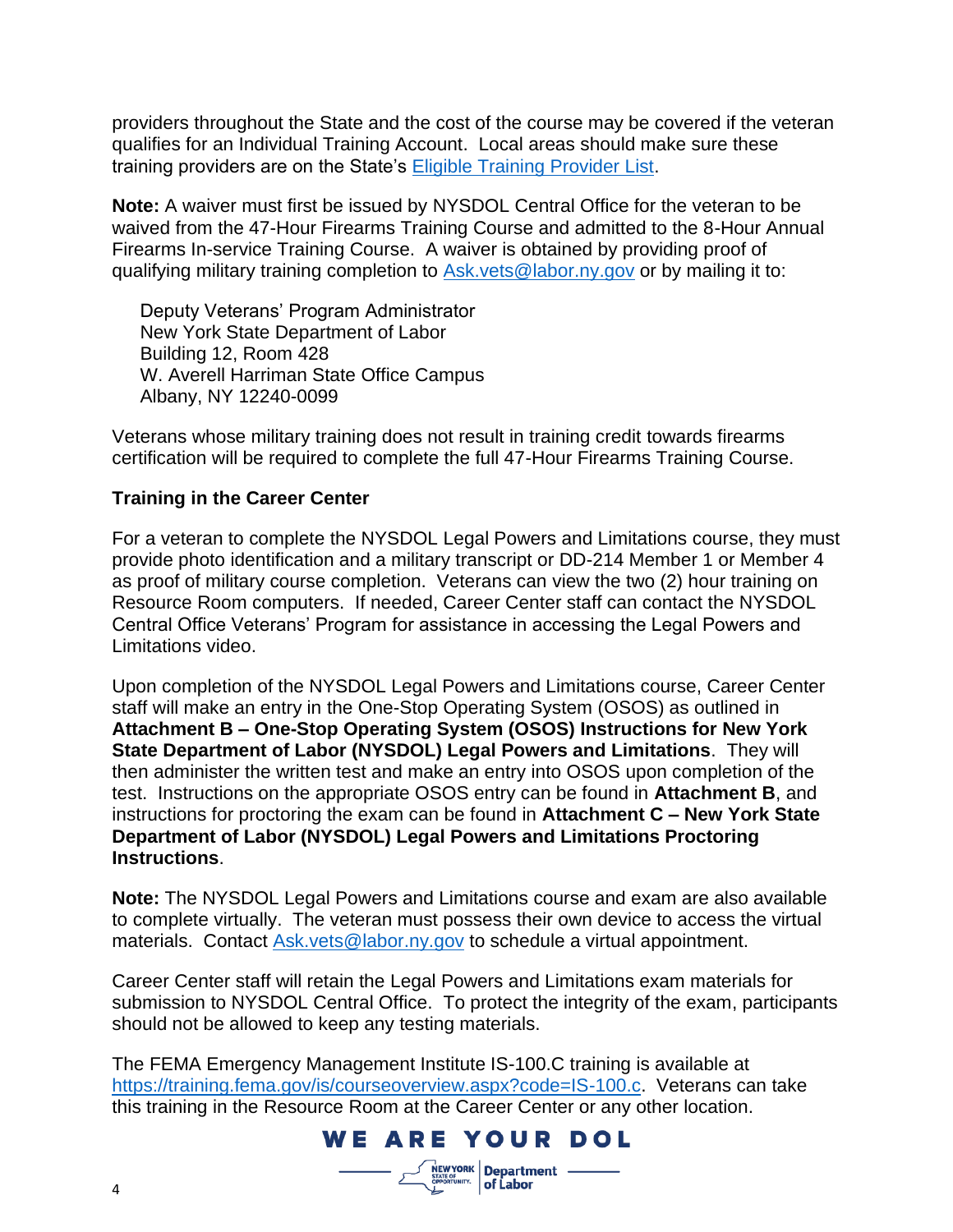providers throughout the State and the cost of the course may be covered if the veteran qualifies for an Individual Training Account. Local areas should make sure these training providers are on the State's [Eligible Training Provider List](#).

**Note:** A waiver must first be issued by NYSDOL Central Office for the veteran to be waived from the 47-Hour Firearms Training Course and admitted to the 8-Hour Annual Firearms In-service Training Course. A waiver is obtained by providing proof of qualifying military training completion to [Ask.vets@labor.ny.gov](mailto:Ask.vets@labor.ny.gov) or by mailing it to:

Deputy Veterans' Program Administrator
New York State Department of Labor
Building 12, Room 428
W. Averell Harriman State Office Campus
Albany, NY 12240-0099

Veterans whose military training does not result in training credit towards firearms certification will be required to complete the full 47-Hour Firearms Training Course.

**Training in the Career Center**

For a veteran to complete the NYSDOL Legal Powers and Limitations course, they must provide photo identification and a military transcript or DD-214 Member 1 or Member 4 as proof of military course completion. Veterans can view the two (2) hour training on Resource Room computers. If needed, Career Center staff can contact the NYSDOL Central Office Veterans' Program for assistance in accessing the Legal Powers and Limitations video.

Upon completion of the NYSDOL Legal Powers and Limitations course, Career Center staff will make an entry in the One-Stop Operating System (OSOS) as outlined in **Attachment B – One-Stop Operating System (OSOS) Instructions for New York State Department of Labor (NYSDOL) Legal Powers and Limitations**. They will then administer the written test and make an entry into OSOS upon completion of the test. Instructions on the appropriate OSOS entry can be found in **Attachment B**, and instructions for proctoring the exam can be found in **Attachment C – New York State Department of Labor (NYSDOL) Legal Powers and Limitations Proctoring Instructions**.

**Note:** The NYSDOL Legal Powers and Limitations course and exam are also available to complete virtually. The veteran must possess their own device to access the virtual materials. Contact [Ask.vets@labor.ny.gov](mailto:Ask.vets@labor.ny.gov) to schedule a virtual appointment.

Career Center staff will retain the Legal Powers and Limitations exam materials for submission to NYSDOL Central Office. To protect the integrity of the exam, participants should not be allowed to keep any testing materials.

The FEMA Emergency Management Institute IS-100.C training is available at [https://training.fema.gov/is/courseoverview.aspx?code=IS-100.c](https://training.fema.gov/is/courseoverview.aspx?code=IS-100.c). Veterans can take this training in the Resource Room at the Career Center or any other location.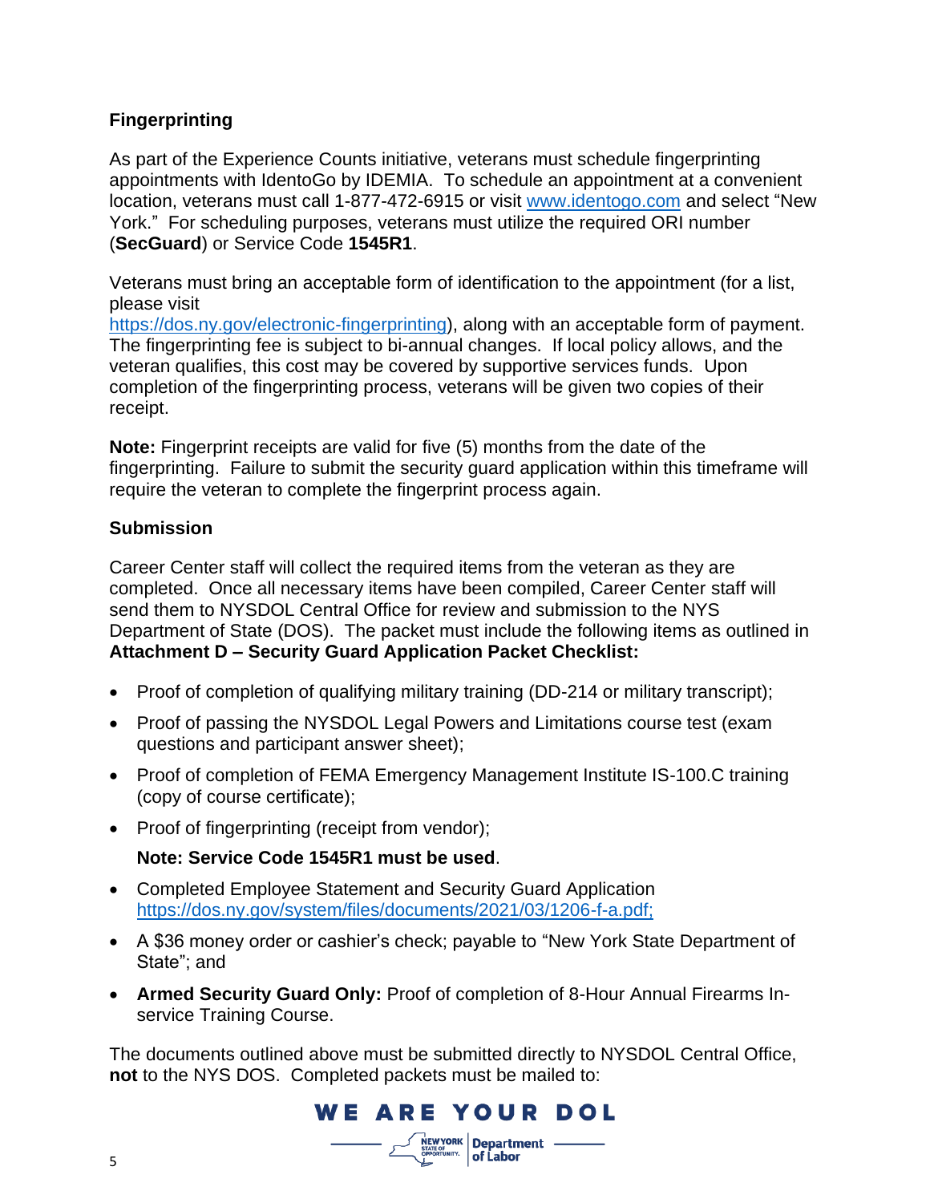## Fingerprinting

As part of the Experience Counts initiative, veterans must schedule fingerprinting appointments with IdentoGo by IDEMIA. To schedule an appointment at a convenient location, veterans must call 1-877-472-6915 or visit [www.identogo.com](www.identogo.com) and select "New York." For scheduling purposes, veterans must utilize the required ORI number (**SecGuard**) or Service Code **1545R1**.

Veterans must bring an acceptable form of identification to the appointment (for a list, please visit [https://dos.ny.gov/electronic-fingerprinting](https://dos.ny.gov/electronic-fingerprinting)), along with an acceptable form of payment. The fingerprinting fee is subject to bi-annual changes. If local policy allows, and the veteran qualifies, this cost may be covered by supportive services funds. Upon completion of the fingerprinting process, veterans will be given two copies of their receipt.

**Note:** Fingerprint receipts are valid for five (5) months from the date of the fingerprinting. Failure to submit the security guard application within this timeframe will require the veteran to complete the fingerprint process again.

## Submission

Career Center staff will collect the required items from the veteran as they are completed. Once all necessary items have been compiled, Career Center staff will send them to NYSDOL Central Office for review and submission to the NYS Department of State (DOS). The packet must include the following items as outlined in **Attachment D – Security Guard Application Packet Checklist:**

- Proof of completion of qualifying military training (DD-214 or military transcript);
- Proof of passing the NYSDOL Legal Powers and Limitations course test (exam questions and participant answer sheet);
- Proof of completion of FEMA Emergency Management Institute IS-100.C training (copy of course certificate);
- Proof of fingerprinting (receipt from vendor);

  **Note: Service Code 1545R1 must be used**.
- Completed Employee Statement and Security Guard Application [https://dos.ny.gov/system/files/documents/2021/03/1206-f-a.pdf;](https://dos.ny.gov/system/files/documents/2021/03/1206-f-a.pdf)
- A $36 money order or cashier's check; payable to "New York State Department of State"; and
- **Armed Security Guard Only:** Proof of completion of 8-Hour Annual Firearms In-service Training Course.

The documents outlined above must be submitted directly to NYSDOL Central Office, **not** to the NYS DOS. Completed packets must be mailed to: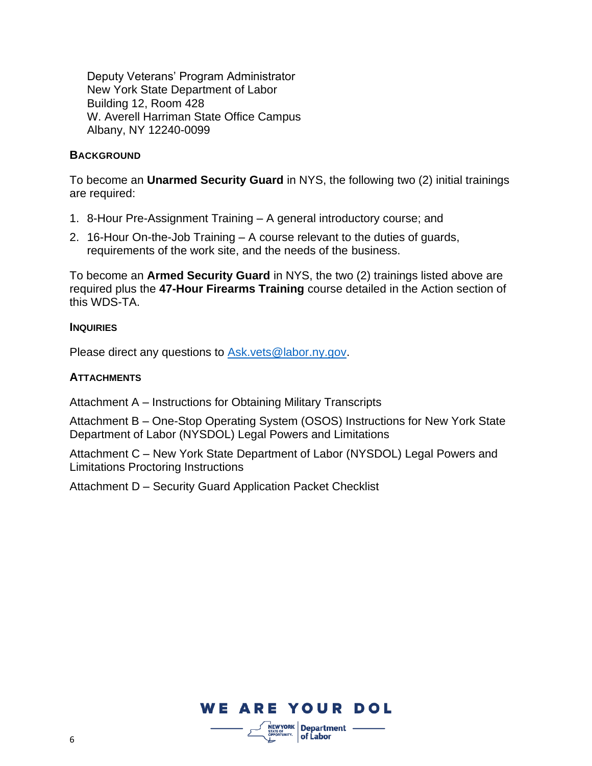Deputy Veterans' Program Administrator
New York State Department of Labor
Building 12, Room 428
W. Averell Harriman State Office Campus
Albany, NY 12240-0099

### BACKGROUND

To become an **Unarmed Security Guard** in NYS, the following two (2) initial trainings are required:

1. 8-Hour Pre-Assignment Training – A general introductory course; and
2. 16-Hour On-the-Job Training – A course relevant to the duties of guards, requirements of the work site, and the needs of the business.

To become an **Armed Security Guard** in NYS, the two (2) trainings listed above are required plus the **47-Hour Firearms Training** course detailed in the Action section of this WDS-TA.

### INQUIRIES

Please direct any questions to Ask.vets@labor.ny.gov.

### ATTACHMENTS

Attachment A – Instructions for Obtaining Military Transcripts

Attachment B – One-Stop Operating System (OSOS) Instructions for New York State Department of Labor (NYSDOL) Legal Powers and Limitations

Attachment C – New York State Department of Labor (NYSDOL) Legal Powers and Limitations Proctoring Instructions

Attachment D – Security Guard Application Packet Checklist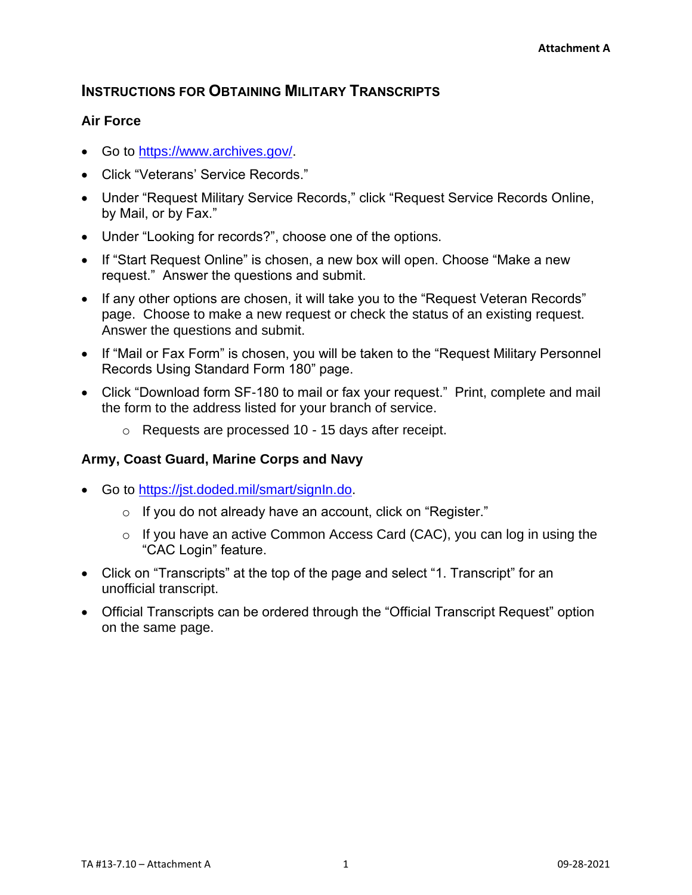Attachment A

## Instructions for Obtaining Military Transcripts

### Air Force

- Go to [https://www.archives.gov/](https://www.archives.gov/).
- Click “Veterans’ Service Records.”
- Under “Request Military Service Records,” click “Request Service Records Online, by Mail, or by Fax.”
- Under “Looking for records?”, choose one of the options.
- If “Start Request Online” is chosen, a new box will open. Choose “Make a new request.” Answer the questions and submit.
- If any other options are chosen, it will take you to the “Request Veteran Records” page. Choose to make a new request or check the status of an existing request. Answer the questions and submit.
- If “Mail or Fax Form” is chosen, you will be taken to the “Request Military Personnel Records Using Standard Form 180” page.
- Click “Download form SF-180 to mail or fax your request.” Print, complete and mail the form to the address listed for your branch of service.
  - Requests are processed 10 - 15 days after receipt.

### Army, Coast Guard, Marine Corps and Navy

- Go to [https://jst.doded.mil/smart/signIn.do](https://jst.doded.mil/smart/signIn.do).
  - If you do not already have an account, click on “Register.”
  - If you have an active Common Access Card (CAC), you can log in using the “CAC Login” feature.
- Click on “Transcripts” at the top of the page and select “1. Transcript” for an unofficial transcript.
- Official Transcripts can be ordered through the “Official Transcript Request” option on the same page.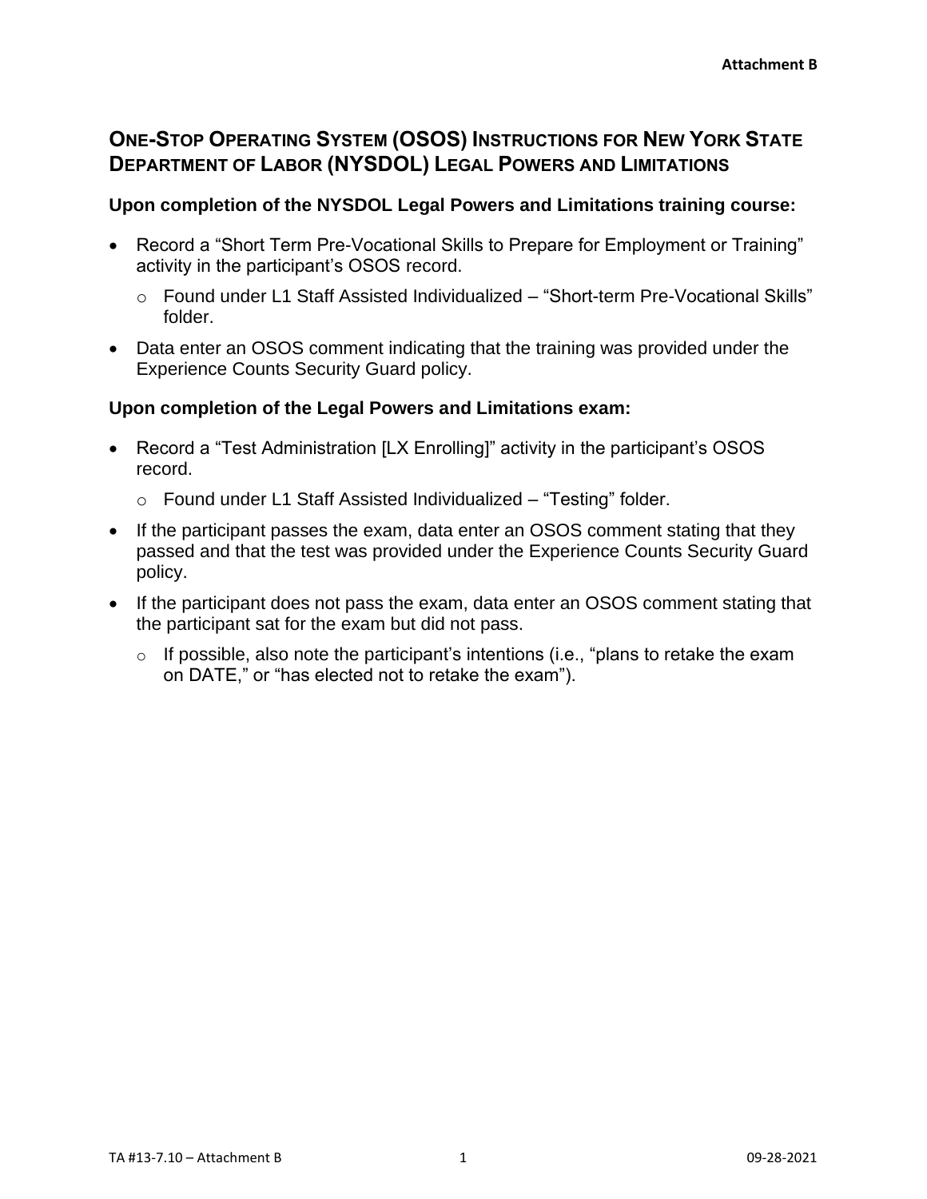**Attachment B**

## One-Stop Operating System (OSOS) Instructions for New York State Department of Labor (NYSDOL) Legal Powers and Limitations

### Upon completion of the NYSDOL Legal Powers and Limitations training course:

- Record a “Short Term Pre-Vocational Skills to Prepare for Employment or Training” activity in the participant’s OSOS record.
  - Found under L1 Staff Assisted Individualized – “Short-term Pre-Vocational Skills” folder.
- Data enter an OSOS comment indicating that the training was provided under the Experience Counts Security Guard policy.

### Upon completion of the Legal Powers and Limitations exam:

- Record a “Test Administration [LX Enrolling]” activity in the participant’s OSOS record.
  - Found under L1 Staff Assisted Individualized – “Testing” folder.
- If the participant passes the exam, data enter an OSOS comment stating that they passed and that the test was provided under the Experience Counts Security Guard policy.
- If the participant does not pass the exam, data enter an OSOS comment stating that the participant sat for the exam but did not pass.
  - If possible, also note the participant’s intentions (i.e., “plans to retake the exam on DATE,” or “has elected not to retake the exam”).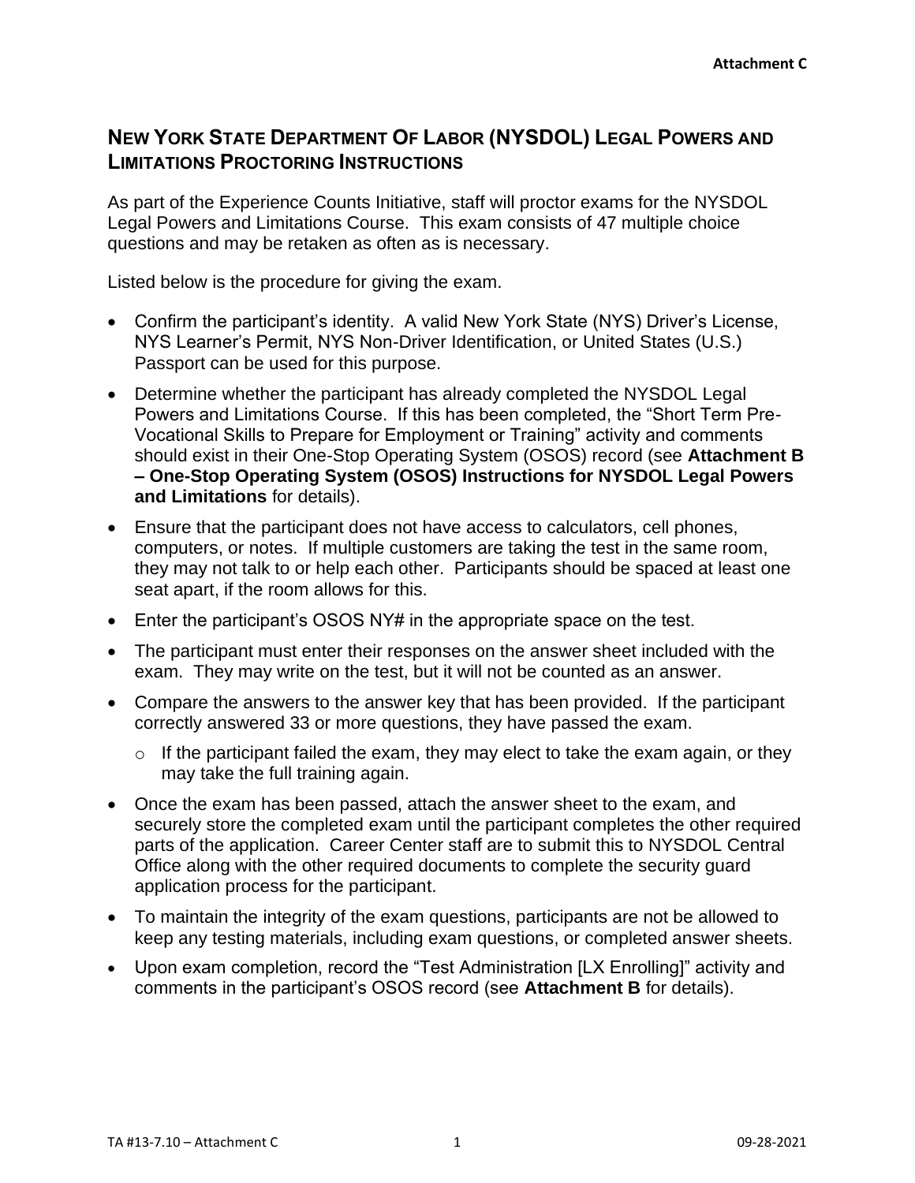**Attachment C**

## NEW YORK STATE DEPARTMENT OF LABOR (NYSDOL) LEGAL POWERS AND LIMITATIONS PROCTORING INSTRUCTIONS

As part of the Experience Counts Initiative, staff will proctor exams for the NYSDOL Legal Powers and Limitations Course. This exam consists of 47 multiple choice questions and may be retaken as often as is necessary.

Listed below is the procedure for giving the exam.

- Confirm the participant's identity. A valid New York State (NYS) Driver's License, NYS Learner's Permit, NYS Non-Driver Identification, or United States (U.S.) Passport can be used for this purpose.
- Determine whether the participant has already completed the NYSDOL Legal Powers and Limitations Course. If this has been completed, the "Short Term Pre-Vocational Skills to Prepare for Employment or Training" activity and comments should exist in their One-Stop Operating System (OSOS) record (see **Attachment B – One-Stop Operating System (OSOS) Instructions for NYSDOL Legal Powers and Limitations** for details).
- Ensure that the participant does not have access to calculators, cell phones, computers, or notes. If multiple customers are taking the test in the same room, they may not talk to or help each other. Participants should be spaced at least one seat apart, if the room allows for this.
- Enter the participant's OSOS NY# in the appropriate space on the test.
- The participant must enter their responses on the answer sheet included with the exam. They may write on the test, but it will not be counted as an answer.
- Compare the answers to the answer key that has been provided. If the participant correctly answered 33 or more questions, they have passed the exam.
  - If the participant failed the exam, they may elect to take the exam again, or they may take the full training again.
- Once the exam has been passed, attach the answer sheet to the exam, and securely store the completed exam until the participant completes the other required parts of the application. Career Center staff are to submit this to NYSDOL Central Office along with the other required documents to complete the security guard application process for the participant.
- To maintain the integrity of the exam questions, participants are not be allowed to keep any testing materials, including exam questions, or completed answer sheets.
- Upon exam completion, record the "Test Administration [LX Enrolling]" activity and comments in the participant's OSOS record (see **Attachment B** for details).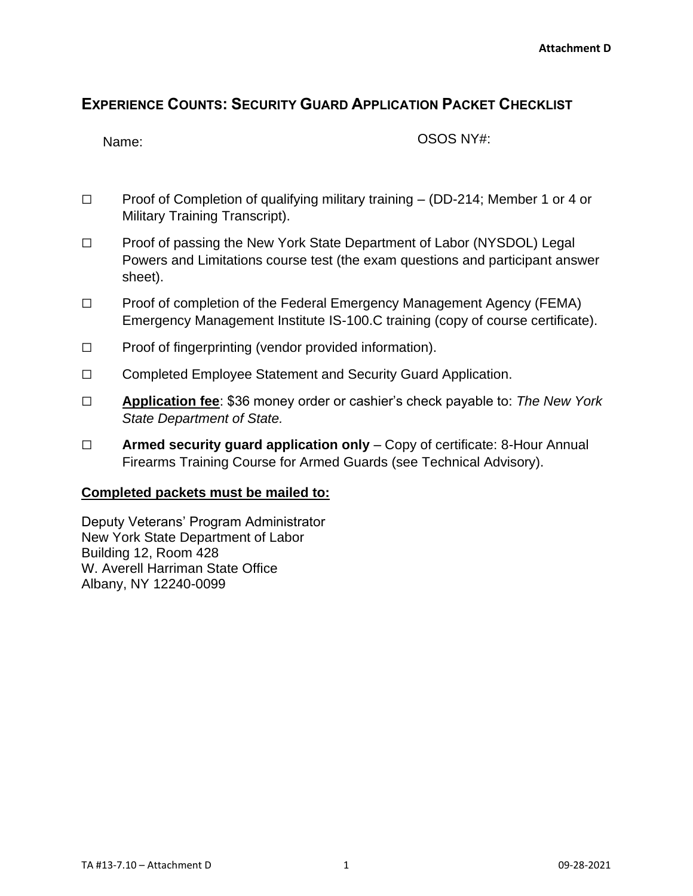Attachment D

## Experience Counts: Security Guard Application Packet Checklist

Name: OSOS NY#:

☐ Proof of Completion of qualifying military training – (DD-214; Member 1 or 4 or Military Training Transcript).

☐ Proof of passing the New York State Department of Labor (NYSDOL) Legal Powers and Limitations course test (the exam questions and participant answer sheet).

☐ Proof of completion of the Federal Emergency Management Agency (FEMA) Emergency Management Institute IS-100.C training (copy of course certificate).

☐ Proof of fingerprinting (vendor provided information).

☐ Completed Employee Statement and Security Guard Application.

☐ **Application fee**: $36 money order or cashier's check payable to: *The New York State Department of State.*

☐ **Armed security guard application only** – Copy of certificate: 8-Hour Annual Firearms Training Course for Armed Guards (see Technical Advisory).

**Completed packets must be mailed to:**

Deputy Veterans' Program Administrator
New York State Department of Labor
Building 12, Room 428
W. Averell Harriman State Office
Albany, NY 12240-0099